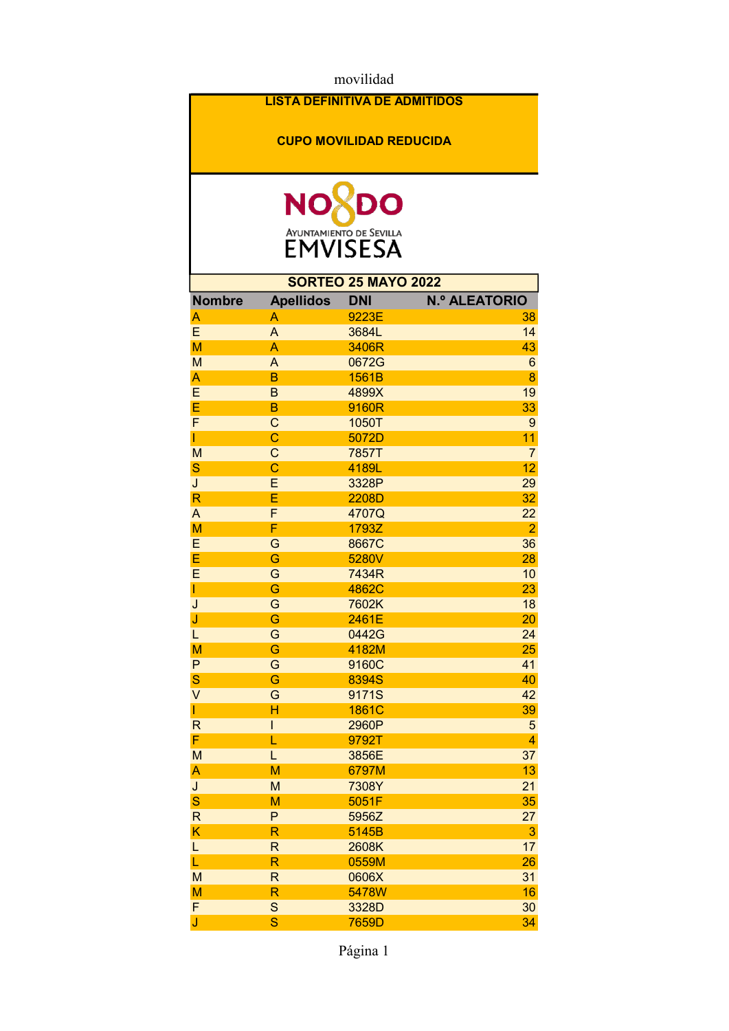# LISTA DEFINITIVA DE ADMITIDOS

## CUPO MOVILIDAD REDUCIDA

NO8DO

AYUNTAMIENTO DE SEVILLA

EMVISESA

**SORTEO 25 MAYO 2022**

| Nombre | Apellidos | DNI | N.º ALEATORIO |
|---|---|---|---|
| A | A | 9223E | 38 |
| E | A | 3684L | 14 |
| M | A | 3406R | 43 |
| M | A | 0672G | 6 |
| A | B | 1561B | 8 |
| E | B | 4899X | 19 |
| E | B | 9160R | 33 |
| F | C | 1050T | 9 |
| I | C | 5072D | 11 |
| M | C | 7857T | 7 |
| S | C | 4189L | 12 |
| J | E | 3328P | 29 |
| R | E | 2208D | 32 |
| A | F | 4707Q | 22 |
| M | F | 1793Z | 2 |
| E | G | 8667C | 36 |
| E | G | 5280V | 28 |
| E | G | 7434R | 10 |
| I | G | 4862C | 23 |
| J | G | 7602K | 18 |
| J | G | 2461E | 20 |
| L | G | 0442G | 24 |
| M | G | 4182M | 25 |
| P | G | 9160C | 41 |
| S | G | 8394S | 40 |
| V | G | 9171S | 42 |
| I | H | 1861C | 39 |
| R | I | 2960P | 5 |
| F | L | 9792T | 4 |
| M | L | 3856E | 37 |
| A | M | 6797M | 13 |
| J | M | 7308Y | 21 |
| S | M | 5051F | 35 |
| R | P | 5956Z | 27 |
| K | R | 5145B | 3 |
| L | R | 2608K | 17 |
| L | R | 0559M | 26 |
| M | R | 0606X | 31 |
| M | R | 5478W | 16 |
| F | S | 3328D | 30 |
| J | S | 7659D | 34 |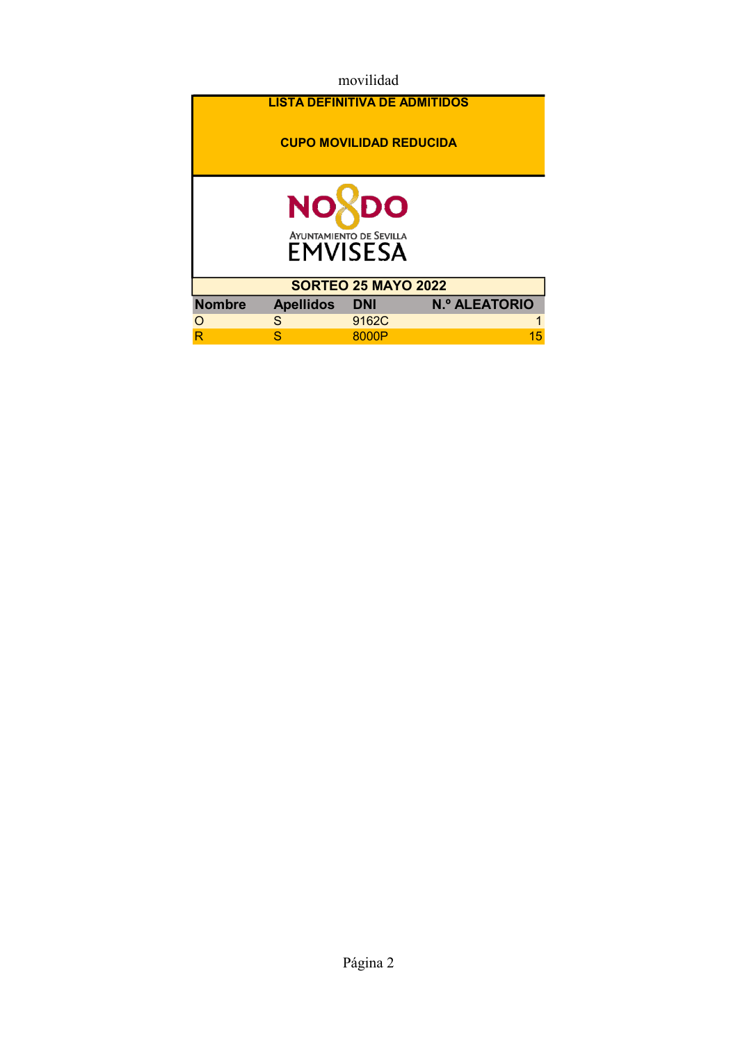movilidad

**LISTA DEFINITIVA DE ADMITIDOS**

**CUPO MOVILIDAD REDUCIDA**

NO8DO

AYUNTAMIENTO DE SEVILLA

EMVISESA

**SORTEO 25 MAYO 2022**

| Nombre | Apellidos | DNI | N.º ALEATORIO |
|---|---|---|---|
| O | S | 9162C | 1 |
| R | S | 8000P | 15 |